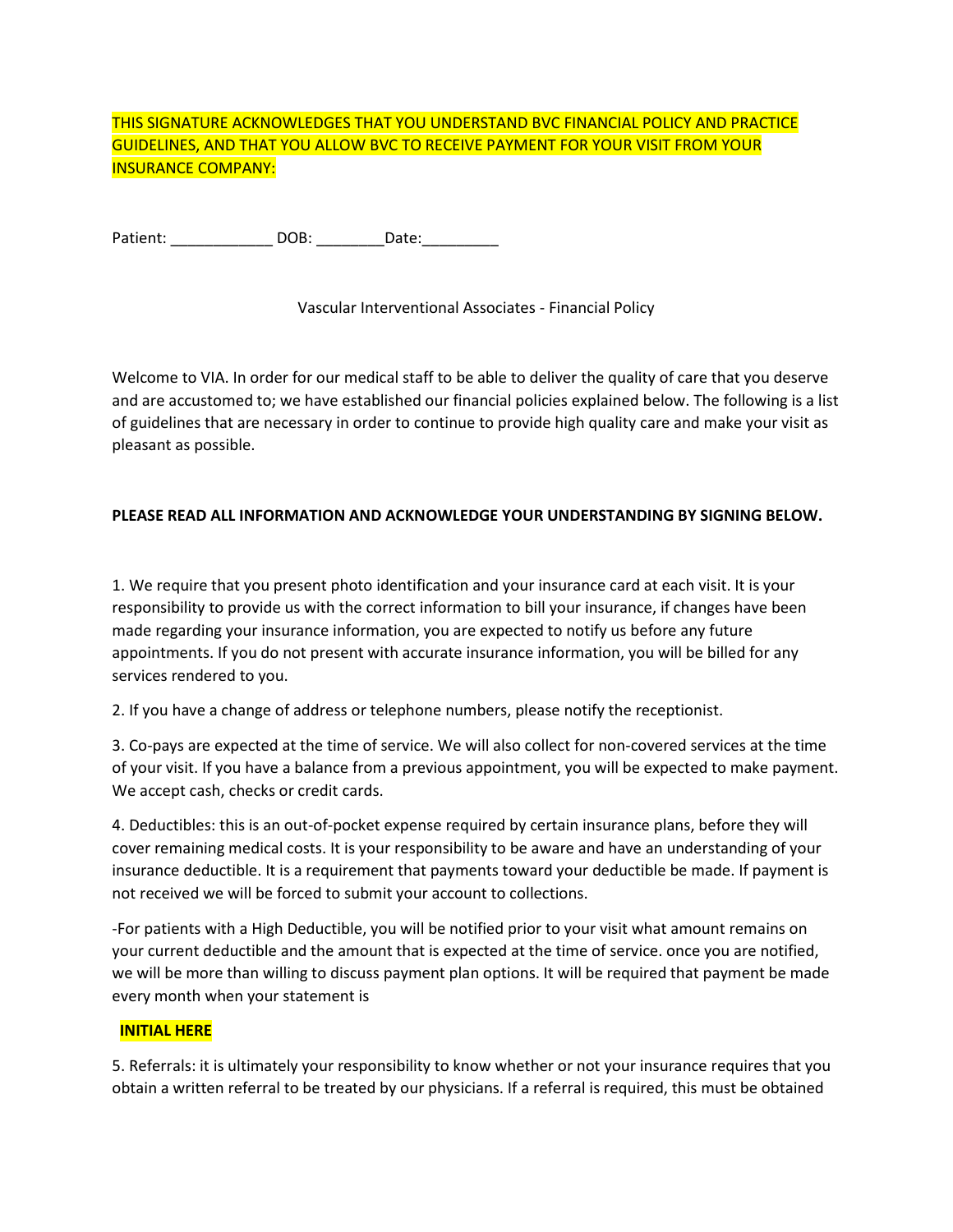THIS SIGNATURE ACKNOWLEDGES THAT YOU UNDERSTAND BVC FINANCIAL POLICY AND PRACTICE GUIDELINES, AND THAT YOU ALLOW BVC TO RECEIVE PAYMENT FOR YOUR VISIT FROM YOUR INSURANCE COMPANY:

Patient: ____________ DOB: ________Date:_________

Vascular Interventional Associates - Financial Policy

Welcome to VIA. In order for our medical staff to be able to deliver the quality of care that you deserve and are accustomed to; we have established our financial policies explained below. The following is a list of guidelines that are necessary in order to continue to provide high quality care and make your visit as pleasant as possible.

**PLEASE READ ALL INFORMATION AND ACKNOWLEDGE YOUR UNDERSTANDING BY SIGNING BELOW.**

1. We require that you present photo identification and your insurance card at each visit. It is your responsibility to provide us with the correct information to bill your insurance, if changes have been made regarding your insurance information, you are expected to notify us before any future appointments. If you do not present with accurate insurance information, you will be billed for any services rendered to you.

2. If you have a change of address or telephone numbers, please notify the receptionist.

3. Co-pays are expected at the time of service. We will also collect for non-covered services at the time of your visit. If you have a balance from a previous appointment, you will be expected to make payment. We accept cash, checks or credit cards.

4. Deductibles: this is an out-of-pocket expense required by certain insurance plans, before they will cover remaining medical costs. It is your responsibility to be aware and have an understanding of your insurance deductible. It is a requirement that payments toward your deductible be made. If payment is not received we will be forced to submit your account to collections.

-For patients with a High Deductible, you will be notified prior to your visit what amount remains on your current deductible and the amount that is expected at the time of service. once you are notified, we will be more than willing to discuss payment plan options. It will be required that payment be made every month when your statement is

**INITIAL HERE**

5. Referrals: it is ultimately your responsibility to know whether or not your insurance requires that you obtain a written referral to be treated by our physicians. If a referral is required, this must be obtained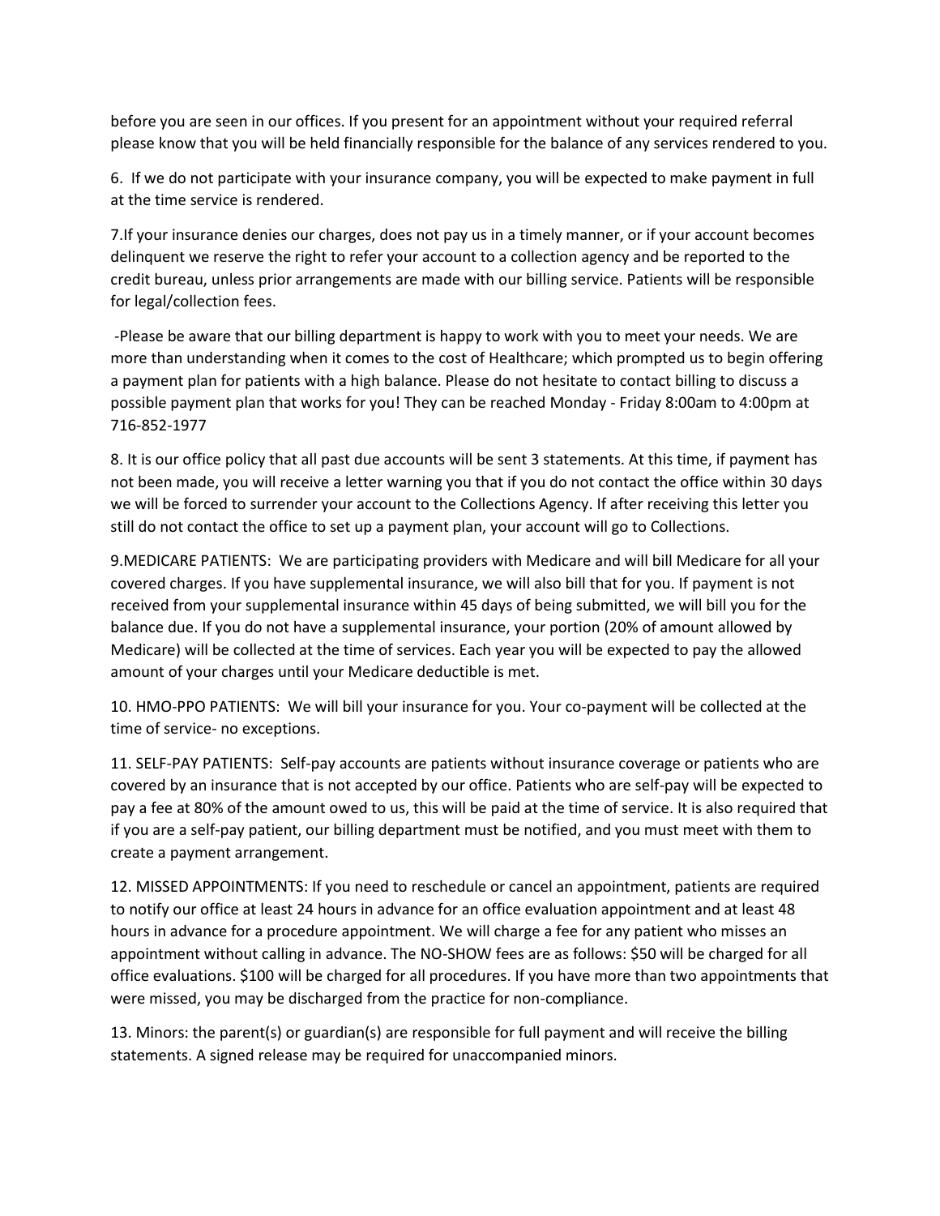before you are seen in our offices. If you present for an appointment without your required referral please know that you will be held financially responsible for the balance of any services rendered to you.

6. If we do not participate with your insurance company, you will be expected to make payment in full at the time service is rendered.

7.If your insurance denies our charges, does not pay us in a timely manner, or if your account becomes delinquent we reserve the right to refer your account to a collection agency and be reported to the credit bureau, unless prior arrangements are made with our billing service. Patients will be responsible for legal/collection fees.

-Please be aware that our billing department is happy to work with you to meet your needs. We are more than understanding when it comes to the cost of Healthcare; which prompted us to begin offering a payment plan for patients with a high balance. Please do not hesitate to contact billing to discuss a possible payment plan that works for you! They can be reached Monday - Friday 8:00am to 4:00pm at 716-852-1977

8. It is our office policy that all past due accounts will be sent 3 statements. At this time, if payment has not been made, you will receive a letter warning you that if you do not contact the office within 30 days we will be forced to surrender your account to the Collections Agency. If after receiving this letter you still do not contact the office to set up a payment plan, your account will go to Collections.

9.MEDICARE PATIENTS: We are participating providers with Medicare and will bill Medicare for all your covered charges. If you have supplemental insurance, we will also bill that for you. If payment is not received from your supplemental insurance within 45 days of being submitted, we will bill you for the balance due. If you do not have a supplemental insurance, your portion (20% of amount allowed by Medicare) will be collected at the time of services. Each year you will be expected to pay the allowed amount of your charges until your Medicare deductible is met.

10. HMO-PPO PATIENTS: We will bill your insurance for you. Your co-payment will be collected at the time of service- no exceptions.

11. SELF-PAY PATIENTS: Self-pay accounts are patients without insurance coverage or patients who are covered by an insurance that is not accepted by our office. Patients who are self-pay will be expected to pay a fee at 80% of the amount owed to us, this will be paid at the time of service. It is also required that if you are a self-pay patient, our billing department must be notified, and you must meet with them to create a payment arrangement.

12. MISSED APPOINTMENTS: If you need to reschedule or cancel an appointment, patients are required to notify our office at least 24 hours in advance for an office evaluation appointment and at least 48 hours in advance for a procedure appointment. We will charge a fee for any patient who misses an appointment without calling in advance. The NO-SHOW fees are as follows: $50 will be charged for all office evaluations. $100 will be charged for all procedures. If you have more than two appointments that were missed, you may be discharged from the practice for non-compliance.

13. Minors: the parent(s) or guardian(s) are responsible for full payment and will receive the billing statements. A signed release may be required for unaccompanied minors.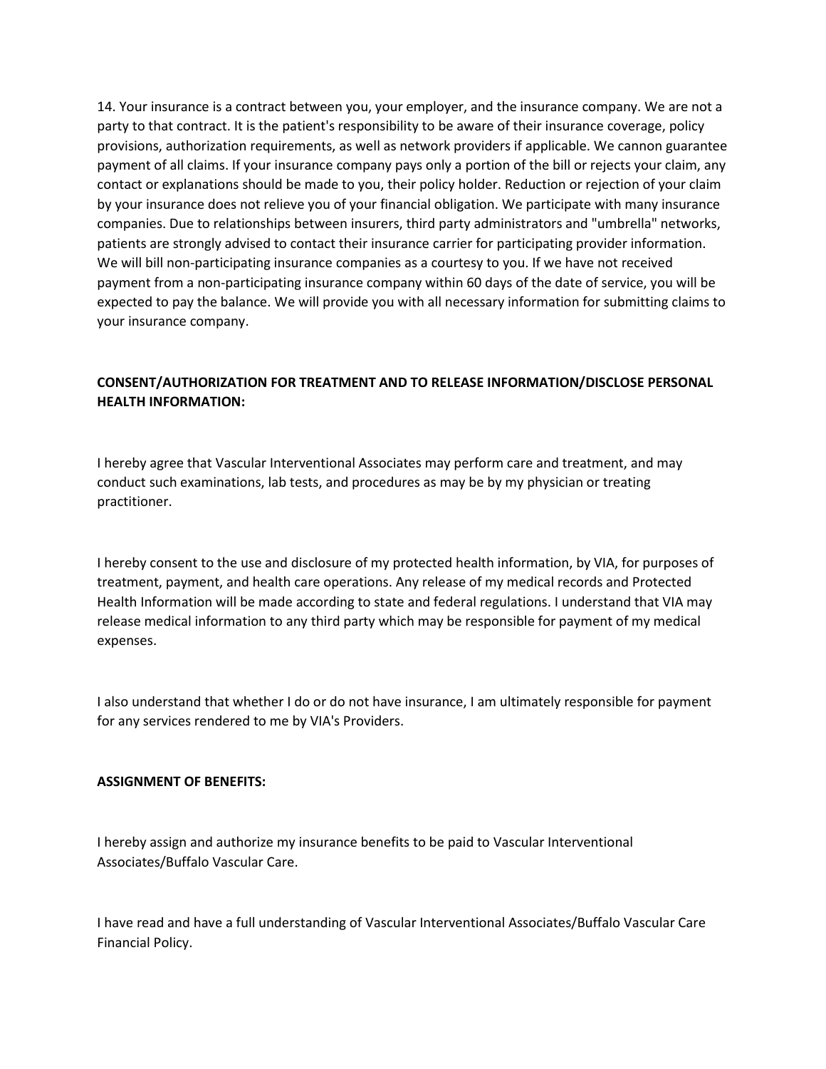14. Your insurance is a contract between you, your employer, and the insurance company. We are not a party to that contract. It is the patient's responsibility to be aware of their insurance coverage, policy provisions, authorization requirements, as well as network providers if applicable. We cannon guarantee payment of all claims. If your insurance company pays only a portion of the bill or rejects your claim, any contact or explanations should be made to you, their policy holder. Reduction or rejection of your claim by your insurance does not relieve you of your financial obligation. We participate with many insurance companies. Due to relationships between insurers, third party administrators and "umbrella" networks, patients are strongly advised to contact their insurance carrier for participating provider information. We will bill non-participating insurance companies as a courtesy to you. If we have not received payment from a non-participating insurance company within 60 days of the date of service, you will be expected to pay the balance. We will provide you with all necessary information for submitting claims to your insurance company.

**CONSENT/AUTHORIZATION FOR TREATMENT AND TO RELEASE INFORMATION/DISCLOSE PERSONAL HEALTH INFORMATION:**

I hereby agree that Vascular Interventional Associates may perform care and treatment, and may conduct such examinations, lab tests, and procedures as may be by my physician or treating practitioner.

I hereby consent to the use and disclosure of my protected health information, by VIA, for purposes of treatment, payment, and health care operations. Any release of my medical records and Protected Health Information will be made according to state and federal regulations. I understand that VIA may release medical information to any third party which may be responsible for payment of my medical expenses.

I also understand that whether I do or do not have insurance, I am ultimately responsible for payment for any services rendered to me by VIA's Providers.

**ASSIGNMENT OF BENEFITS:**

I hereby assign and authorize my insurance benefits to be paid to Vascular Interventional Associates/Buffalo Vascular Care.

I have read and have a full understanding of Vascular Interventional Associates/Buffalo Vascular Care Financial Policy.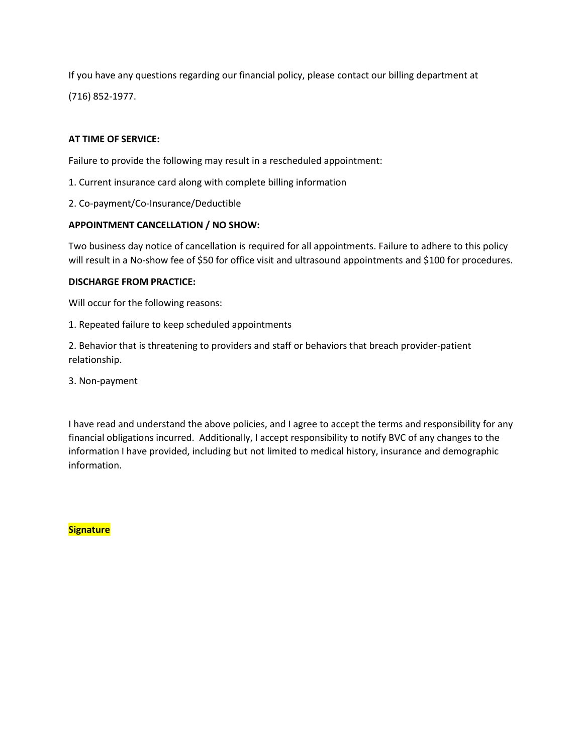If you have any questions regarding our financial policy, please contact our billing department at

(716) 852-1977.

**AT TIME OF SERVICE:**

Failure to provide the following may result in a rescheduled appointment:

1. Current insurance card along with complete billing information

2. Co-payment/Co-Insurance/Deductible

**APPOINTMENT CANCELLATION / NO SHOW:**

Two business day notice of cancellation is required for all appointments. Failure to adhere to this policy will result in a No-show fee of $50 for office visit and ultrasound appointments and $100 for procedures.

**DISCHARGE FROM PRACTICE:**

Will occur for the following reasons:

1. Repeated failure to keep scheduled appointments

2. Behavior that is threatening to providers and staff or behaviors that breach provider-patient relationship.

3. Non-payment

I have read and understand the above policies, and I agree to accept the terms and responsibility for any financial obligations incurred. Additionally, I accept responsibility to notify BVC of any changes to the information I have provided, including but not limited to medical history, insurance and demographic information.

**Signature**